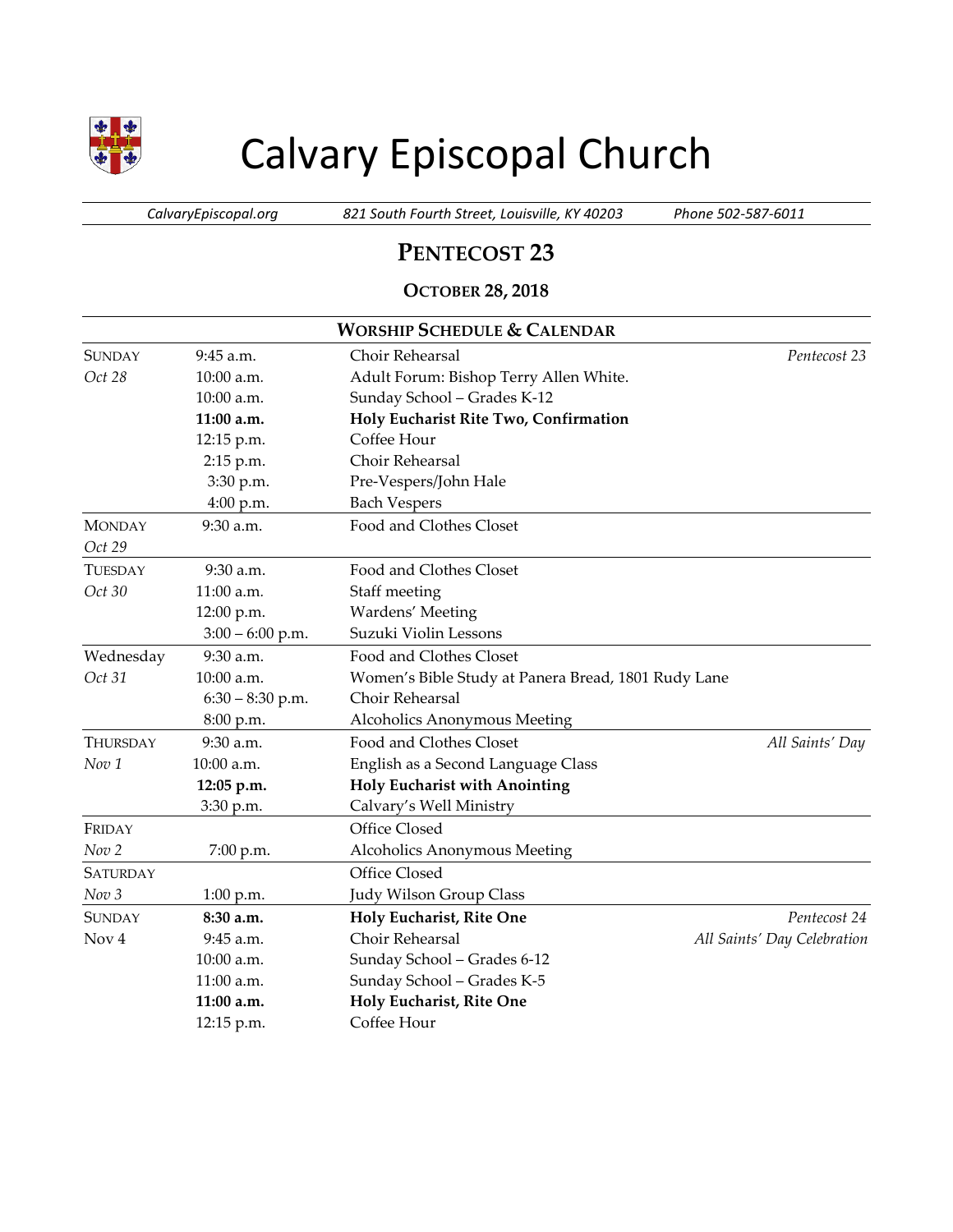# Calvary Episcopal Church

*CalvaryEpiscopal.org* | *821 South Fourth Street, Louisville, KY 40203* | *Phone 502-587-6011*

## Pentecost 23

### October 28, 2018

| Worship Schedule & Calendar | | | |
|---|---|---|---|
| Sunday *Oct 28* | 9:45 a.m. | Choir Rehearsal | *Pentecost 23* |
| | 10:00 a.m. | Adult Forum: Bishop Terry Allen White. | |
| | 10:00 a.m. | Sunday School – Grades K-12 | |
| | **11:00 a.m.** | **Holy Eucharist Rite Two, Confirmation** | |
| | 12:15 p.m. | Coffee Hour | |
| | 2:15 p.m. | Choir Rehearsal | |
| | 3:30 p.m. | Pre-Vespers/John Hale | |
| | 4:00 p.m. | Bach Vespers | |
| Monday *Oct 29* | 9:30 a.m. | Food and Clothes Closet | |
| Tuesday *Oct 30* | 9:30 a.m. | Food and Clothes Closet | |
| | 11:00 a.m. | Staff meeting | |
| | 12:00 p.m. | Wardens' Meeting | |
| | 3:00 – 6:00 p.m. | Suzuki Violin Lessons | |
| Wednesday *Oct 31* | 9:30 a.m. | Food and Clothes Closet | |
| | 10:00 a.m. | Women's Bible Study at Panera Bread, 1801 Rudy Lane | |
| | 6:30 – 8:30 p.m. | Choir Rehearsal | |
| | 8:00 p.m. | Alcoholics Anonymous Meeting | |
| Thursday *Nov 1* | 9:30 a.m. | Food and Clothes Closet | *All Saints' Day* |
| | 10:00 a.m. | English as a Second Language Class | |
| | **12:05 p.m.** | **Holy Eucharist with Anointing** | |
| | 3:30 p.m. | Calvary's Well Ministry | |
| Friday | | Office Closed | |
| *Nov 2* | 7:00 p.m. | Alcoholics Anonymous Meeting | |
| Saturday | | Office Closed | |
| *Nov 3* | 1:00 p.m. | Judy Wilson Group Class | |
| Sunday | **8:30 a.m.** | **Holy Eucharist, Rite One** | *Pentecost 24* |
| Nov 4 | 9:45 a.m. | Choir Rehearsal | *All Saints' Day Celebration* |
| | 10:00 a.m. | Sunday School – Grades 6-12 | |
| | 11:00 a.m. | Sunday School – Grades K-5 | |
| | **11:00 a.m.** | **Holy Eucharist, Rite One** | |
| | 12:15 p.m. | Coffee Hour | |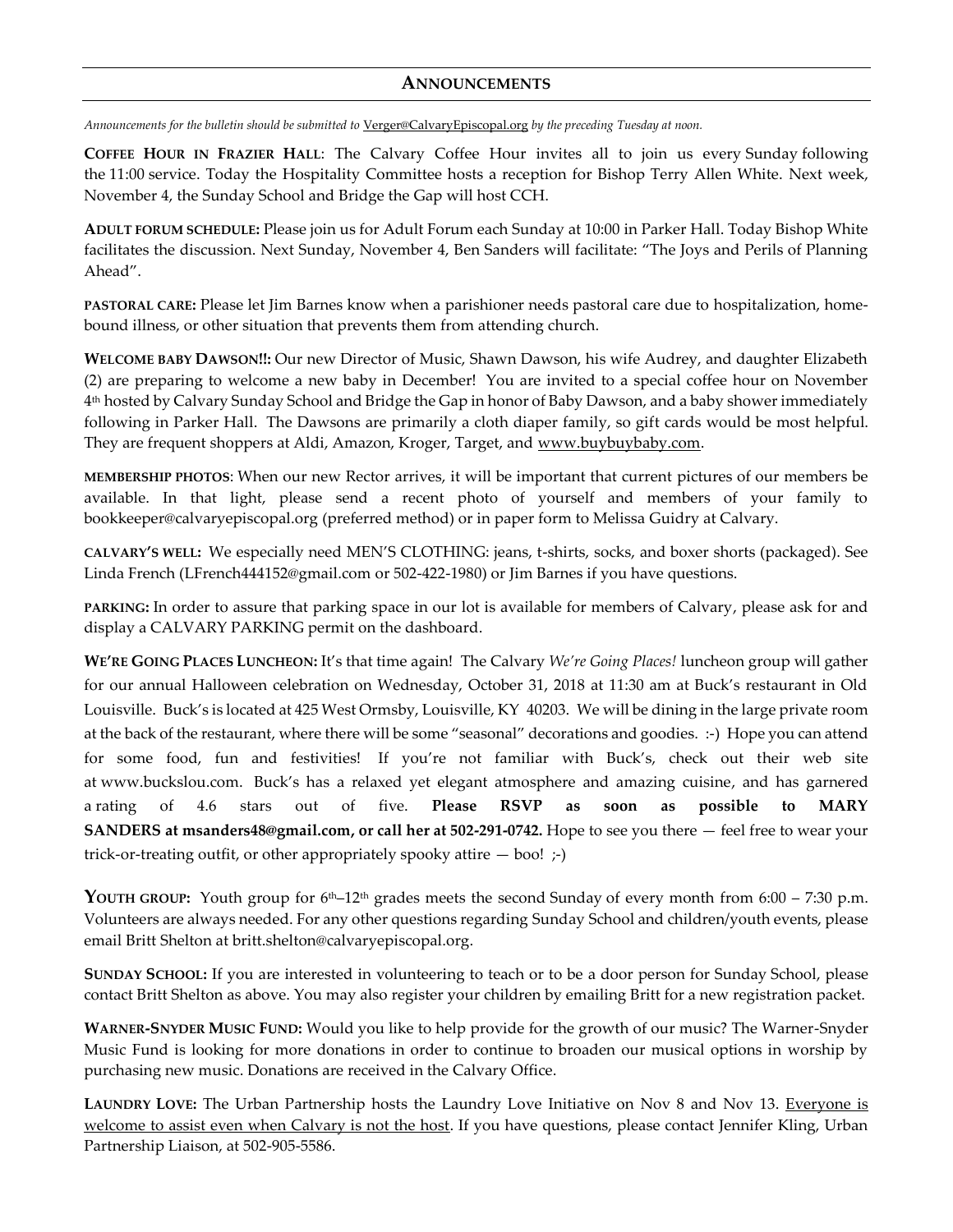## ANNOUNCEMENTS

*Announcements for the bulletin should be submitted to* Verger@CalvaryEpiscopal.org *by the preceding Tuesday at noon.*

**COFFEE HOUR IN FRAZIER HALL**: The Calvary Coffee Hour invites all to join us every Sunday following the 11:00 service. Today the Hospitality Committee hosts a reception for Bishop Terry Allen White. Next week, November 4, the Sunday School and Bridge the Gap will host CCH.

**ADULT FORUM SCHEDULE:** Please join us for Adult Forum each Sunday at 10:00 in Parker Hall. Today Bishop White facilitates the discussion. Next Sunday, November 4, Ben Sanders will facilitate: "The Joys and Perils of Planning Ahead".

**PASTORAL CARE:** Please let Jim Barnes know when a parishioner needs pastoral care due to hospitalization, home-bound illness, or other situation that prevents them from attending church.

**WELCOME BABY DAWSON!!:** Our new Director of Music, Shawn Dawson, his wife Audrey, and daughter Elizabeth (2) are preparing to welcome a new baby in December! You are invited to a special coffee hour on November 4th hosted by Calvary Sunday School and Bridge the Gap in honor of Baby Dawson, and a baby shower immediately following in Parker Hall. The Dawsons are primarily a cloth diaper family, so gift cards would be most helpful. They are frequent shoppers at Aldi, Amazon, Kroger, Target, and www.buybuybaby.com.

**MEMBERSHIP PHOTOS**: When our new Rector arrives, it will be important that current pictures of our members be available. In that light, please send a recent photo of yourself and members of your family to bookkeeper@calvaryepiscopal.org (preferred method) or in paper form to Melissa Guidry at Calvary.

**CALVARY'S WELL:** We especially need MEN'S CLOTHING: jeans, t-shirts, socks, and boxer shorts (packaged). See Linda French (LFrench444152@gmail.com or 502-422-1980) or Jim Barnes if you have questions.

**PARKING:** In order to assure that parking space in our lot is available for members of Calvary, please ask for and display a CALVARY PARKING permit on the dashboard.

**WE'RE GOING PLACES LUNCHEON:** It's that time again! The Calvary *We're Going Places!* luncheon group will gather for our annual Halloween celebration on Wednesday, October 31, 2018 at 11:30 am at Buck's restaurant in Old Louisville. Buck's is located at 425 West Ormsby, Louisville, KY 40203. We will be dining in the large private room at the back of the restaurant, where there will be some "seasonal" decorations and goodies. :-) Hope you can attend for some food, fun and festivities! If you're not familiar with Buck's, check out their web site at www.buckslou.com. Buck's has a relaxed yet elegant atmosphere and amazing cuisine, and has garnered a rating of 4.6 stars out of five. **Please RSVP as soon as possible to MARY SANDERS at msanders48@gmail.com, or call her at 502-291-0742.** Hope to see you there — feel free to wear your trick-or-treating outfit, or other appropriately spooky attire — boo! ;-)

**YOUTH GROUP:** Youth group for 6th–12th grades meets the second Sunday of every month from 6:00 – 7:30 p.m. Volunteers are always needed. For any other questions regarding Sunday School and children/youth events, please email Britt Shelton at britt.shelton@calvaryepiscopal.org.

**SUNDAY SCHOOL:** If you are interested in volunteering to teach or to be a door person for Sunday School, please contact Britt Shelton as above. You may also register your children by emailing Britt for a new registration packet.

**WARNER-SNYDER MUSIC FUND:** Would you like to help provide for the growth of our music? The Warner-Snyder Music Fund is looking for more donations in order to continue to broaden our musical options in worship by purchasing new music. Donations are received in the Calvary Office.

**LAUNDRY LOVE:** The Urban Partnership hosts the Laundry Love Initiative on Nov 8 and Nov 13. Everyone is welcome to assist even when Calvary is not the host. If you have questions, please contact Jennifer Kling, Urban Partnership Liaison, at 502-905-5586.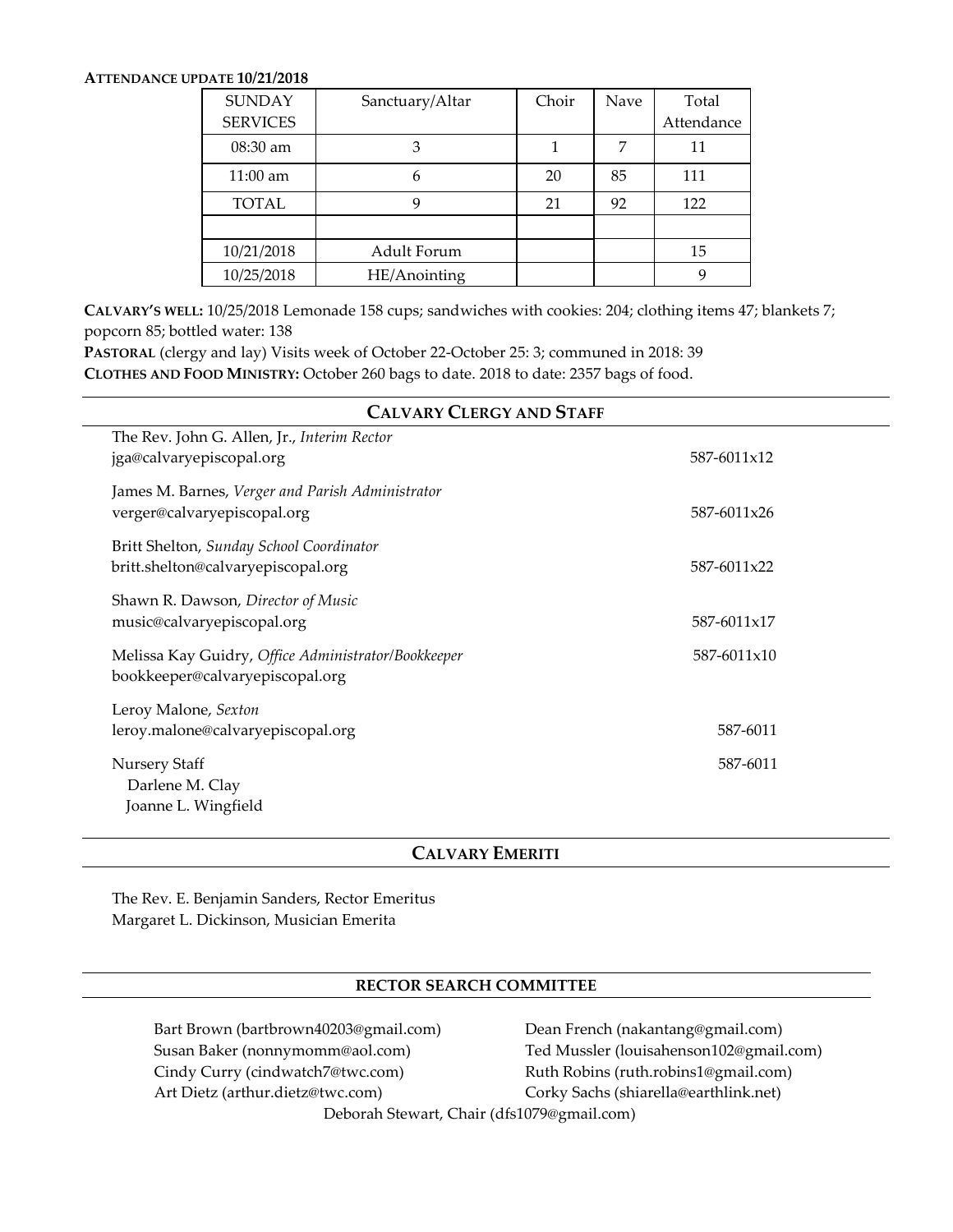**ATTENDANCE UPDATE 10/21/2018**

| SUNDAY SERVICES | Sanctuary/Altar | Choir | Nave | Total Attendance |
|---|---|---|---|---|
| 08:30 am | 3 | 1 | 7 | 11 |
| 11:00 am | 6 | 20 | 85 | 111 |
| TOTAL | 9 | 21 | 92 | 122 |
| | | | | |
| 10/21/2018 | Adult Forum | | | 15 |
| 10/25/2018 | HE/Anointing | | | 9 |

**CALVARY'S WELL:** 10/25/2018 Lemonade 158 cups; sandwiches with cookies: 204; clothing items 47; blankets 7; popcorn 85; bottled water: 138

**PASTORAL** (clergy and lay) Visits week of October 22-October 25: 3; communed in 2018: 39

**CLOTHES AND FOOD MINISTRY:** October 260 bags to date. 2018 to date: 2357 bags of food.

## CALVARY CLERGY AND STAFF

The Rev. John G. Allen, Jr., *Interim Rector*
jga@calvaryepiscopal.org — 587-6011x12

James M. Barnes, *Verger and Parish Administrator*
verger@calvaryepiscopal.org — 587-6011x26

Britt Shelton, *Sunday School Coordinator*
britt.shelton@calvaryepiscopal.org — 587-6011x22

Shawn R. Dawson, *Director of Music*
music@calvaryepiscopal.org — 587-6011x17

Melissa Kay Guidry, *Office Administrator/Bookkeeper* — 587-6011x10
bookkeeper@calvaryepiscopal.org

Leroy Malone, *Sexton*
leroy.malone@calvaryepiscopal.org — 587-6011

Nursery Staff — 587-6011
Darlene M. Clay
Joanne L. Wingfield

## CALVARY EMERITI

The Rev. E. Benjamin Sanders, Rector Emeritus
Margaret L. Dickinson, Musician Emerita

## RECTOR SEARCH COMMITTEE

Bart Brown (bartbrown40203@gmail.com)
Susan Baker (nonnymomm@aol.com)
Cindy Curry (cindwatch7@twc.com)
Art Dietz (arthur.dietz@twc.com)
Dean French (nakantang@gmail.com)
Ted Mussler (louisahenson102@gmail.com)
Ruth Robins (ruth.robins1@gmail.com)
Corky Sachs (shiarella@earthlink.net)
Deborah Stewart, Chair (dfs1079@gmail.com)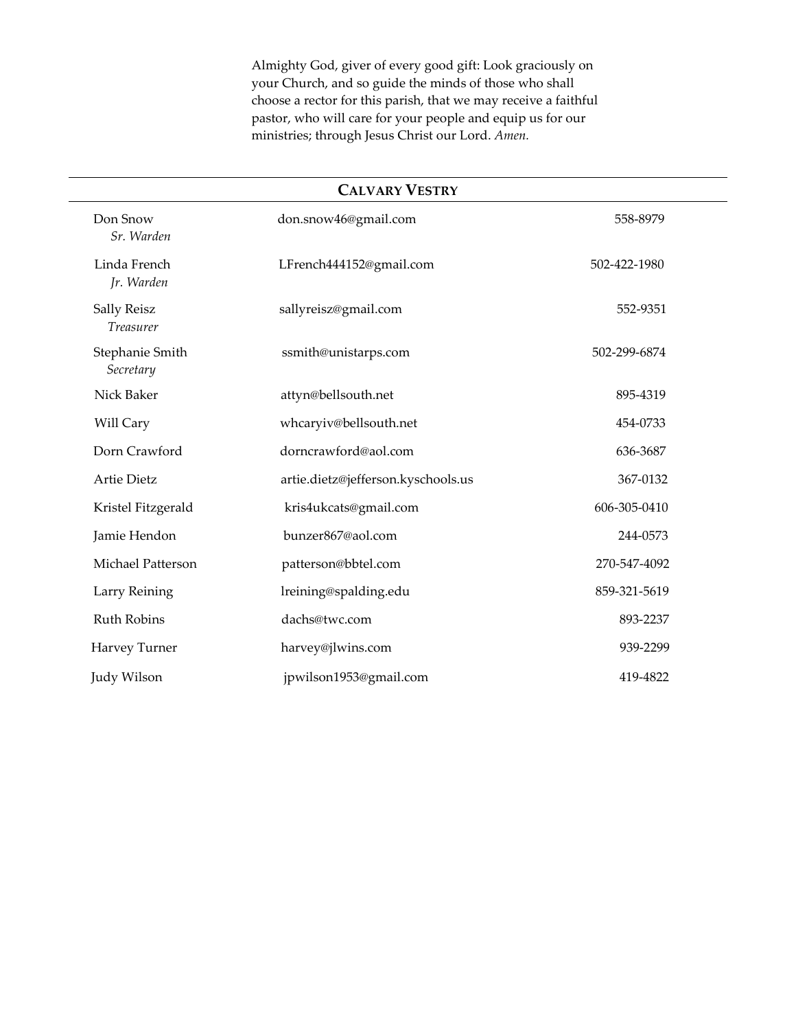Almighty God, giver of every good gift: Look graciously on your Church, and so guide the minds of those who shall choose a rector for this parish, that we may receive a faithful pastor, who will care for your people and equip us for our ministries; through Jesus Christ our Lord. *Amen.*

## CALVARY VESTRY

| | | |
|---|---|---|
| Don Snow<br>*Sr. Warden* | don.snow46@gmail.com | 558-8979 |
| Linda French<br>*Jr. Warden* | LFrench444152@gmail.com | 502-422-1980 |
| Sally Reisz<br>*Treasurer* | sallyreisz@gmail.com | 552-9351 |
| Stephanie Smith<br>*Secretary* | ssmith@unistarps.com | 502-299-6874 |
| Nick Baker | attyn@bellsouth.net | 895-4319 |
| Will Cary | whcaryiv@bellsouth.net | 454-0733 |
| Dorn Crawford | dorncrawford@aol.com | 636-3687 |
| Artie Dietz | artie.dietz@jefferson.kyschools.us | 367-0132 |
| Kristel Fitzgerald | kris4ukcats@gmail.com | 606-305-0410 |
| Jamie Hendon | bunzer867@aol.com | 244-0573 |
| Michael Patterson | patterson@bbtel.com | 270-547-4092 |
| Larry Reining | lreining@spalding.edu | 859-321-5619 |
| Ruth Robins | dachs@twc.com | 893-2237 |
| Harvey Turner | harvey@jlwins.com | 939-2299 |
| Judy Wilson | jpwilson1953@gmail.com | 419-4822 |